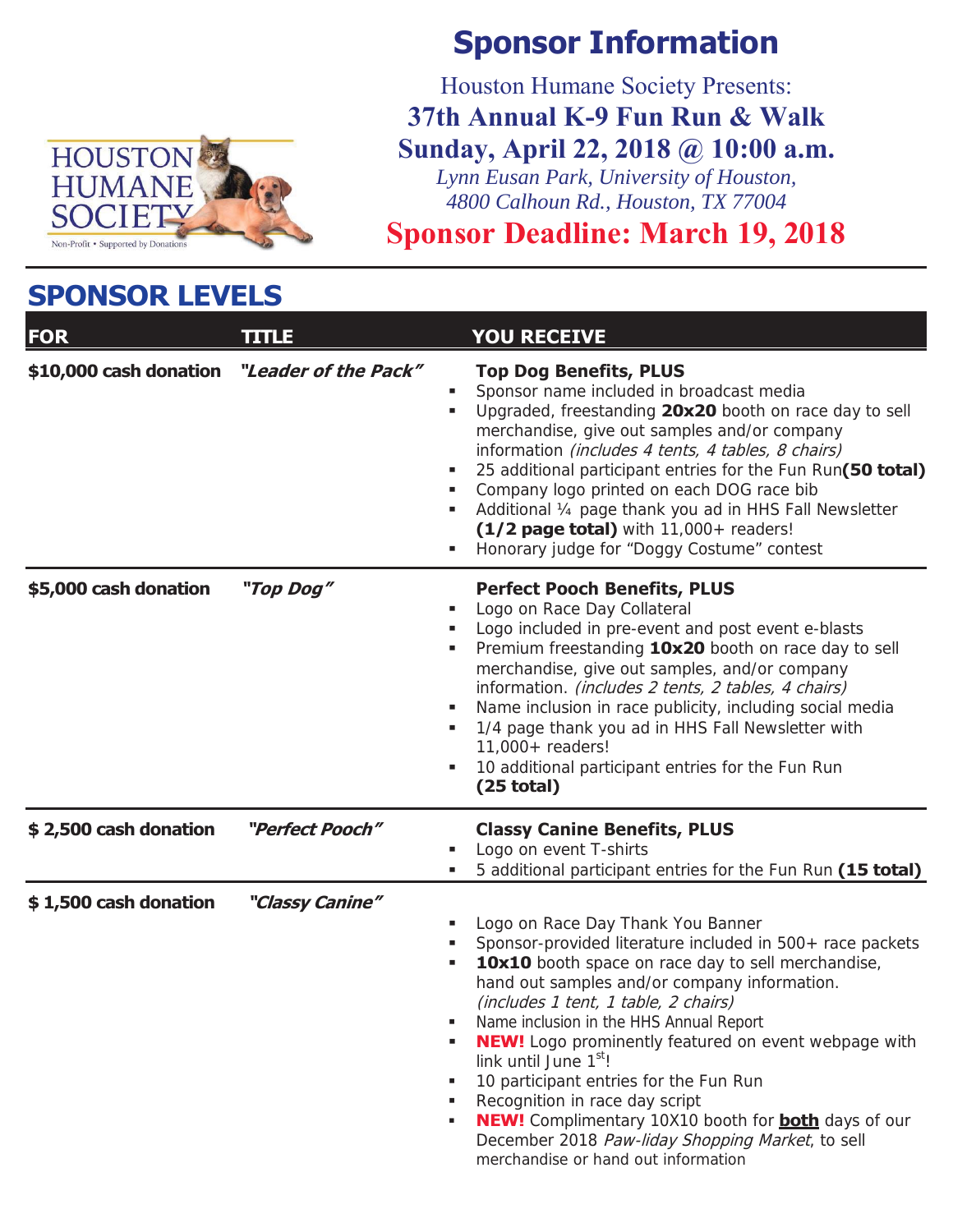# Sponsor Information

Houston Humane Society Presents:

**37th Annual K-9 Fun Run & Walk**

**Sunday, April 22, 2018 @ 10:00 a.m.**

*Lynn Eusan Park, University of Houston,*
*4800 Calhoun Rd., Houston, TX 77004*

**Sponsor Deadline: March 19, 2018**

HOUSTON HUMANE SOCIETY
Non-Profit • Supported by Donations

## SPONSOR LEVELS

| FOR | TITLE | YOU RECEIVE |
|---|---|---|
| **$10,000 cash donation** | ***"Leader of the Pack"*** | **Top Dog Benefits, PLUS**<br>▪ Sponsor name included in broadcast media<br>▪ Upgraded, freestanding **20x20** booth on race day to sell merchandise, give out samples and/or company information *(includes 4 tents, 4 tables, 8 chairs)*<br>▪ 25 additional participant entries for the Fun Run **(50 total)**<br>▪ Company logo printed on each DOG race bib<br>▪ Additional ¼ page thank you ad in HHS Fall Newsletter **(1/2 page total)** with 11,000+ readers!<br>▪ Honorary judge for "Doggy Costume" contest |
| **$5,000 cash donation** | ***"Top Dog"*** | **Perfect Pooch Benefits, PLUS**<br>▪ Logo on Race Day Collateral<br>▪ Logo included in pre-event and post event e-blasts<br>▪ Premium freestanding **10x20** booth on race day to sell merchandise, give out samples, and/or company information. *(includes 2 tents, 2 tables, 4 chairs)*<br>▪ Name inclusion in race publicity, including social media<br>▪ 1/4 page thank you ad in HHS Fall Newsletter with 11,000+ readers!<br>▪ 10 additional participant entries for the Fun Run **(25 total)** |
| **$ 2,500 cash donation** | ***"Perfect Pooch"*** | **Classy Canine Benefits, PLUS**<br>▪ Logo on event T-shirts<br>▪ 5 additional participant entries for the Fun Run **(15 total)** |
| **$ 1,500 cash donation** | ***"Classy Canine"*** | ▪ Logo on Race Day Thank You Banner<br>▪ Sponsor-provided literature included in 500+ race packets<br>▪ **10x10** booth space on race day to sell merchandise, hand out samples and/or company information. *(includes 1 tent, 1 table, 2 chairs)*<br>▪ Name inclusion in the HHS Annual Report<br>▪ **NEW!** Logo prominently featured on event webpage with link until June 1st!<br>▪ 10 participant entries for the Fun Run<br>▪ Recognition in race day script<br>▪ **NEW!** Complimentary 10X10 booth for **both** days of our December 2018 *Paw-liday Shopping Market*, to sell merchandise or hand out information |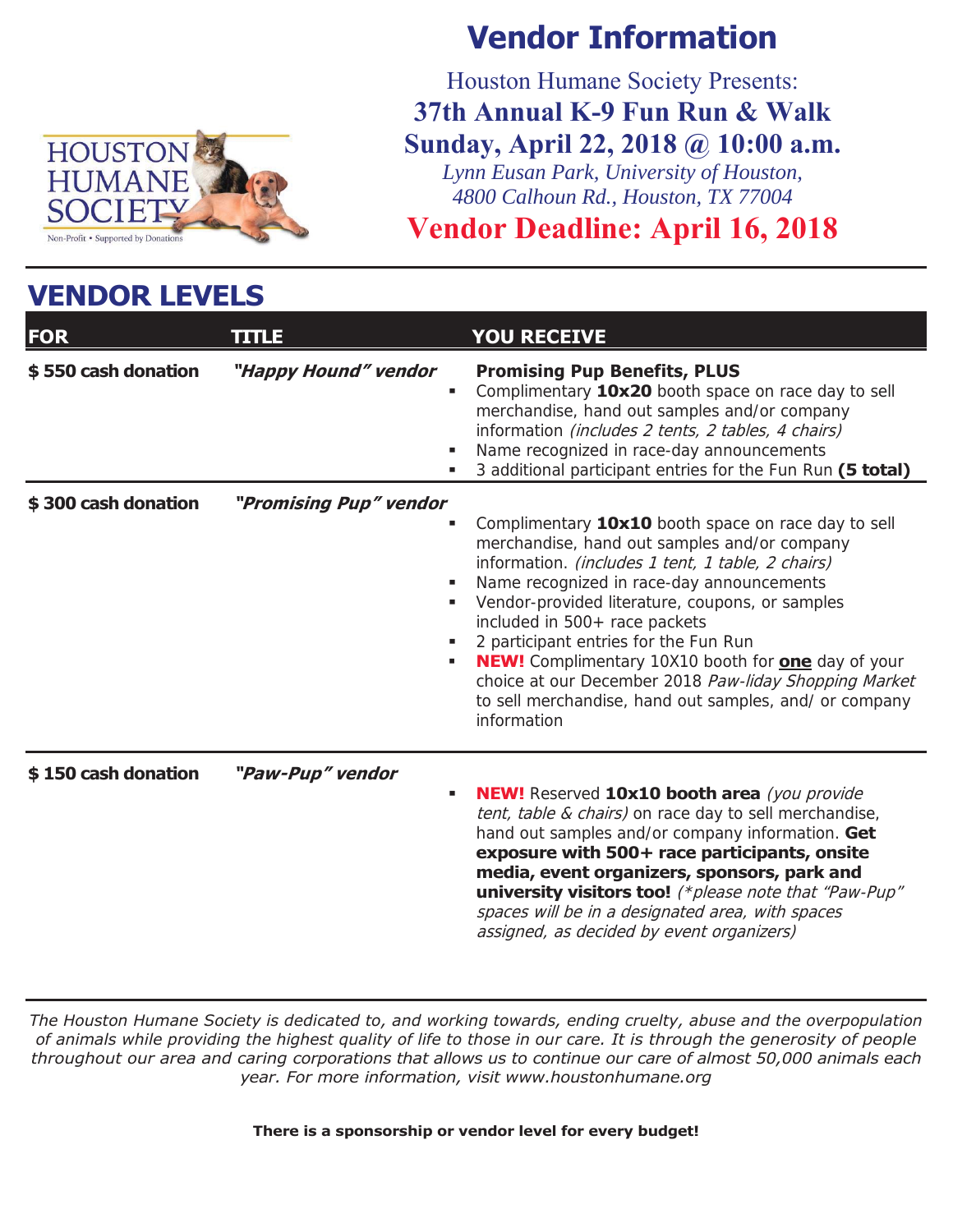# Vendor Information

Houston Humane Society Presents:

**37th Annual K-9 Fun Run & Walk**

**Sunday, April 22, 2018 @ 10:00 a.m.**

*Lynn Eusan Park, University of Houston,*
*4800 Calhoun Rd., Houston, TX 77004*

**Vendor Deadline: April 16, 2018**

## VENDOR LEVELS

| FOR | TITLE | YOU RECEIVE |
|---|---|---|
| **$ 550 cash donation** | ***"Happy Hound" vendor*** | **Promising Pup Benefits, PLUS**<br>▪ Complimentary **10x20** booth space on race day to sell merchandise, hand out samples and/or company information *(includes 2 tents, 2 tables, 4 chairs)*<br>▪ Name recognized in race-day announcements<br>▪ 3 additional participant entries for the Fun Run **(5 total)** |
| **$ 300 cash donation** | ***"Promising Pup" vendor*** | ▪ Complimentary **10x10** booth space on race day to sell merchandise, hand out samples and/or company information. *(includes 1 tent, 1 table, 2 chairs)*<br>▪ Name recognized in race-day announcements<br>▪ Vendor-provided literature, coupons, or samples included in 500+ race packets<br>▪ 2 participant entries for the Fun Run<br>▪ **NEW!** Complimentary 10X10 booth for **one** day of your choice at our December 2018 *Paw-liday Shopping Market* to sell merchandise, hand out samples, and/ or company information |
| **$ 150 cash donation** | ***"Paw-Pup" vendor*** | ▪ **NEW!** Reserved **10x10 booth area** *(you provide tent, table & chairs)* on race day to sell merchandise, hand out samples and/or company information. **Get exposure with 500+ race participants, onsite media, event organizers, sponsors, park and university visitors too!** *(\*please note that "Paw-Pup" spaces will be in a designated area, with spaces assigned, as decided by event organizers)* |

*The Houston Humane Society is dedicated to, and working towards, ending cruelty, abuse and the overpopulation of animals while providing the highest quality of life to those in our care. It is through the generosity of people throughout our area and caring corporations that allows us to continue our care of almost 50,000 animals each year. For more information, visit www.houstonhumane.org*

**There is a sponsorship or vendor level for every budget!**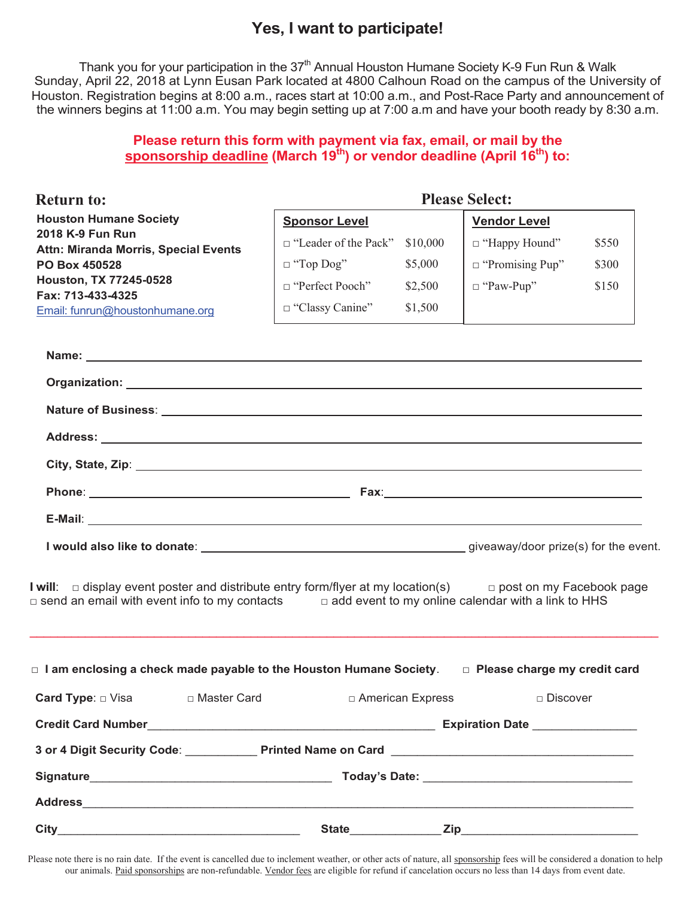# Yes, I want to participate!

Thank you for your participation in the 37th Annual Houston Humane Society K-9 Fun Run & Walk Sunday, April 22, 2018 at Lynn Eusan Park located at 4800 Calhoun Road on the campus of the University of Houston. Registration begins at 8:00 a.m., races start at 10:00 a.m., and Post-Race Party and announcement of the winners begins at 11:00 a.m. You may begin setting up at 7:00 a.m and have your booth ready by 8:30 a.m.

**Please return this form with payment via fax, email, or mail by the sponsorship deadline (March 19th) or vendor deadline (April 16th) to:**

**Return to:**

**Houston Humane Society**
**2018 K-9 Fun Run**
**Attn: Miranda Morris, Special Events**
**PO Box 450528**
**Houston, TX 77245-0528**
**Fax: 713-433-4325**
Email: funrun@houstonhumane.org

**Please Select:**

| Sponsor Level | | Vendor Level | |
|---|---|---|---|
| □ "Leader of the Pack" | $10,000 | □ "Happy Hound" | $550 |
| □ "Top Dog" | $5,000 | □ "Promising Pup" | $300 |
| □ "Perfect Pooch" | $2,500 | □ "Paw-Pup" | $150 |
| □ "Classy Canine" | $1,500 | | |

**Name:** ____________________

**Organization:** ____________________

**Nature of Business**: ____________________

**Address:** ____________________

**City, State, Zip**: ____________________

**Phone**: ____________________ **Fax**: ____________________

**E-Mail**: ____________________

**I would also like to donate**: ____________________ giveaway/door prize(s) for the event.

**I will**: □ display event poster and distribute entry form/flyer at my location(s) □ post on my Facebook page □ send an email with event info to my contacts □ add event to my online calendar with a link to HHS

---

□ **I am enclosing a check made payable to the Houston Humane Society**. □ **Please charge my credit card**

**Card Type**: □ Visa □ Master Card □ American Express □ Discover

**Credit Card Number**____________________ **Expiration Date** ____________________

**3 or 4 Digit Security Code**: ___________ **Printed Name on Card** ____________________

**Signature**____________________ **Today's Date:** ____________________

**Address**____________________

**City**____________________ **State**______________ **Zip**____________________

Please note there is no rain date. If the event is cancelled due to inclement weather, or other acts of nature, all sponsorship fees will be considered a donation to help our animals. Paid sponsorships are non-refundable. Vendor fees are eligible for refund if cancelation occurs no less than 14 days from event date.